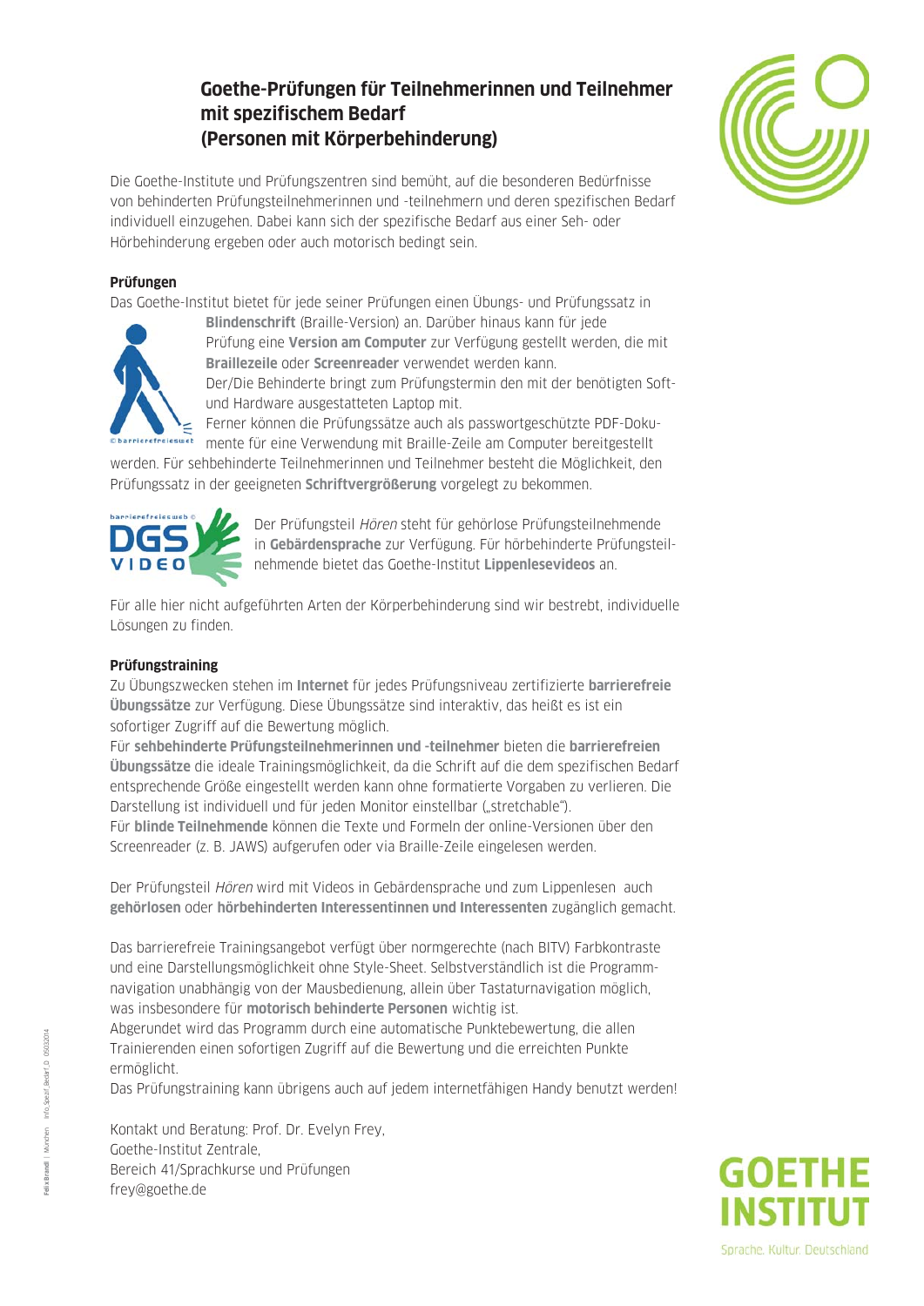# Goethe-Prüfungen für Teilnehmerinnen und Teilnehmer mit spezifischem Bedarf (Personen mit Körperbehinderung)

Die Goethe-Institute und Prüfungszentren sind bemüht, auf die besonderen Bedürfnisse von behinderten Prüfungsteilnehmerinnen und -teilnehmern und deren spezifischen Bedarf individuell einzugehen. Dabei kann sich der spezifische Bedarf aus einer Seh- oder Hörbehinderung ergeben oder auch motorisch bedingt sein.

**Prüfungen**

Das Goethe-Institut bietet für jede seiner Prüfungen einen Übungs- und Prüfungssatz in **Blindenschrift** (Braille-Version) an. Darüber hinaus kann für jede Prüfung eine **Version am Computer** zur Verfügung gestellt werden, die mit **Braillezeile** oder **Screenreader** verwendet werden kann.
Der/Die Behinderte bringt zum Prüfungstermin den mit der benötigten Soft- und Hardware ausgestatteten Laptop mit.
Ferner können die Prüfungssätze auch als passwortgeschützte PDF-Dokumente für eine Verwendung mit Braille-Zeile am Computer bereitgestellt werden. Für sehbehinderte Teilnehmerinnen und Teilnehmer besteht die Möglichkeit, den Prüfungssatz in der geeigneten **Schriftvergrößerung** vorgelegt zu bekommen.

Der Prüfungsteil *Hören* steht für gehörlose Prüfungsteilnehmende in **Gebärdensprache** zur Verfügung. Für hörbehinderte Prüfungsteilnehmende bietet das Goethe-Institut **Lippenlesevideos** an.

Für alle hier nicht aufgeführten Arten der Körperbehinderung sind wir bestrebt, individuelle Lösungen zu finden.

**Prüfungstraining**

Zu Übungszwecken stehen im **Internet** für jedes Prüfungsniveau zertifizierte **barrierefreie Übungssätze** zur Verfügung. Diese Übungssätze sind interaktiv, das heißt es ist ein sofortiger Zugriff auf die Bewertung möglich.
Für **sehbehinderte Prüfungsteilnehmerinnen und -teilnehmer** bieten die **barrierefreien Übungssätze** die ideale Trainingsmöglichkeit, da die Schrift auf die dem spezifischen Bedarf entsprechende Größe eingestellt werden kann ohne formatierte Vorgaben zu verlieren. Die Darstellung ist individuell und für jeden Monitor einstellbar („stretchable").
Für **blinde Teilnehmende** können die Texte und Formeln der online-Versionen über den Screenreader (z. B. JAWS) aufgerufen oder via Braille-Zeile eingelesen werden.

Der Prüfungsteil *Hören* wird mit Videos in Gebärdensprache und zum Lippenlesen auch **gehörlosen** oder **hörbehinderten Interessentinnen und Interessenten** zugänglich gemacht.

Das barrierefreie Trainingsangebot verfügt über normgerechte (nach BITV) Farbkontraste und eine Darstellungsmöglichkeit ohne Style-Sheet. Selbstverständlich ist die Programmnavigation unabhängig von der Mausbedienung, allein über Tastaturnavigation möglich, was insbesondere für **motorisch behinderte Personen** wichtig ist.
Abgerundet wird das Programm durch eine automatische Punktebewertung, die allen Trainierenden einen sofortigen Zugriff auf die Bewertung und die erreichten Punkte ermöglicht.
Das Prüfungstraining kann übrigens auch auf jedem internetfähigen Handy benutzt werden!

Kontakt und Beratung: Prof. Dr. Evelyn Frey,
Goethe-Institut Zentrale,
Bereich 41/Sprachkurse und Prüfungen
frey@goethe.de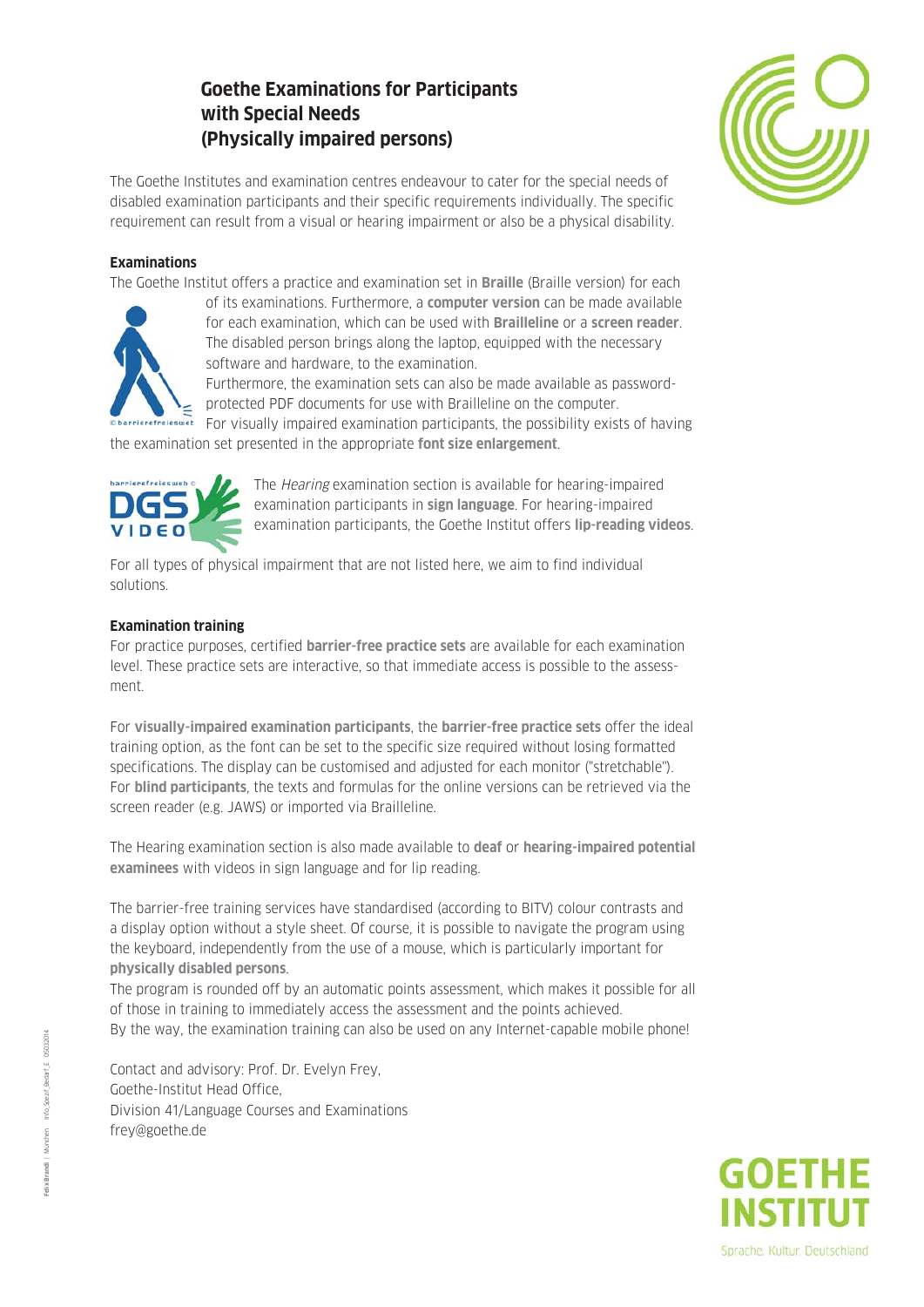# Goethe Examinations for Participants with Special Needs (Physically impaired persons)

The Goethe Institutes and examination centres endeavour to cater for the special needs of disabled examination participants and their specific requirements individually. The specific requirement can result from a visual or hearing impairment or also be a physical disability.

### Examinations

The Goethe Institut offers a practice and examination set in **Braille** (Braille version) for each of its examinations. Furthermore, a **computer version** can be made available for each examination, which can be used with **Brailleline** or a **screen reader**. The disabled person brings along the laptop, equipped with the necessary software and hardware, to the examination.

Furthermore, the examination sets can also be made available as password-protected PDF documents for use with Brailleline on the computer.

For visually impaired examination participants, the possibility exists of having the examination set presented in the appropriate **font size enlargement**.

The *Hearing* examination section is available for hearing-impaired examination participants in **sign language**. For hearing-impaired examination participants, the Goethe Institut offers **lip-reading videos**.

For all types of physical impairment that are not listed here, we aim to find individual solutions.

### Examination training

For practice purposes, certified **barrier-free practice sets** are available for each examination level. These practice sets are interactive, so that immediate access is possible to the assessment.

For **visually-impaired examination participants**, the **barrier-free practice sets** offer the ideal training option, as the font can be set to the specific size required without losing formatted specifications. The display can be customised and adjusted for each monitor ("stretchable"). For **blind participants**, the texts and formulas for the online versions can be retrieved via the screen reader (e.g. JAWS) or imported via Brailleline.

The Hearing examination section is also made available to **deaf** or **hearing-impaired potential examinees** with videos in sign language and for lip reading.

The barrier-free training services have standardised (according to BITV) colour contrasts and a display option without a style sheet. Of course, it is possible to navigate the program using the keyboard, independently from the use of a mouse, which is particularly important for **physically disabled persons**.

The program is rounded off by an automatic points assessment, which makes it possible for all of those in training to immediately access the assessment and the points achieved.

By the way, the examination training can also be used on any Internet-capable mobile phone!

Contact and advisory: Prof. Dr. Evelyn Frey,
Goethe-Institut Head Office,
Division 41/Language Courses and Examinations
frey@goethe.de

GOETHE INSTITUT
Sprache. Kultur. Deutschland